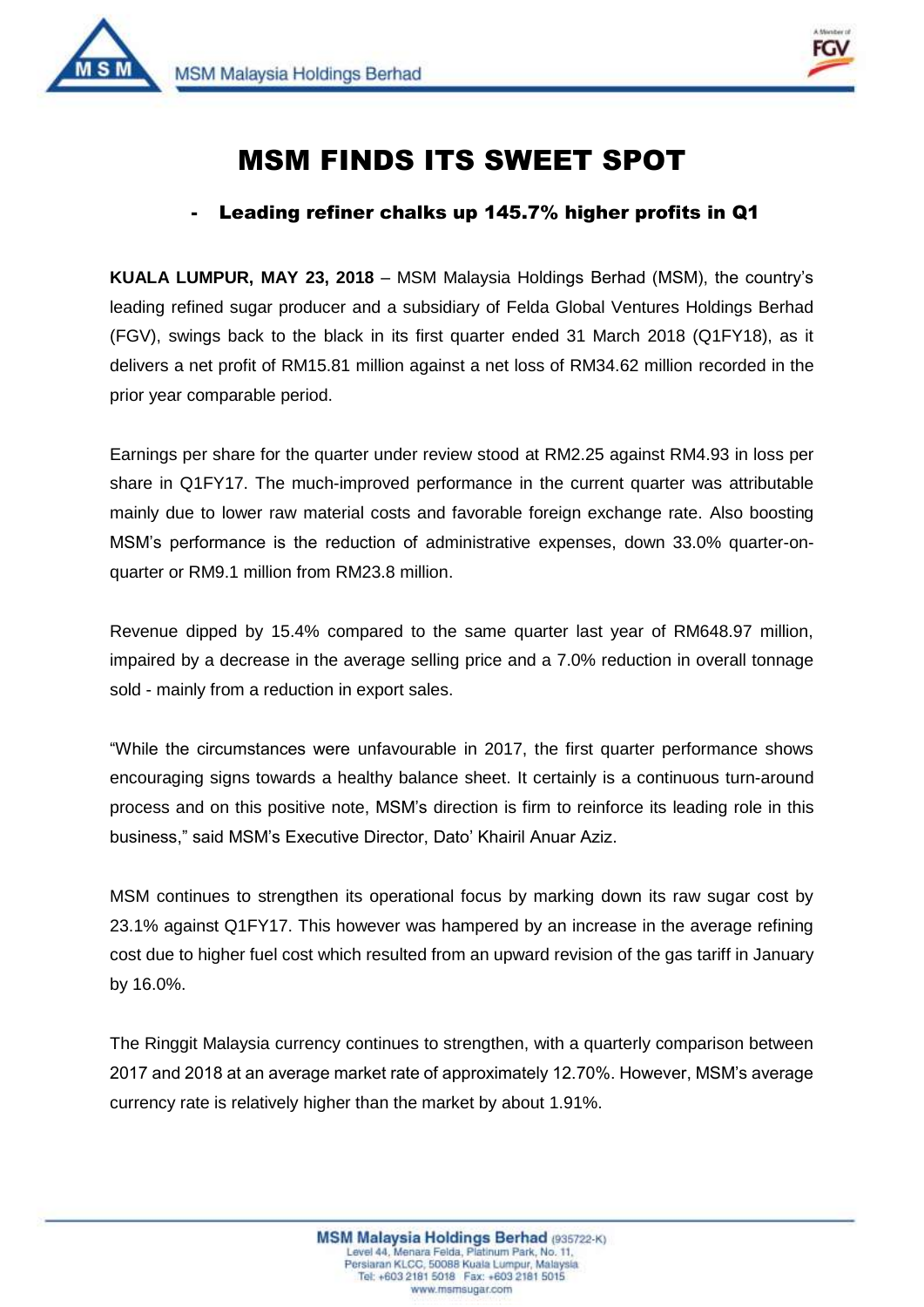# MSM FINDS ITS SWEET SPOT

## - Leading refiner chalks up 145.7% higher profits in Q1

**KUALA LUMPUR, MAY 23, 2018** – MSM Malaysia Holdings Berhad (MSM), the country's leading refined sugar producer and a subsidiary of Felda Global Ventures Holdings Berhad (FGV), swings back to the black in its first quarter ended 31 March 2018 (Q1FY18), as it delivers a net profit of RM15.81 million against a net loss of RM34.62 million recorded in the prior year comparable period.

Earnings per share for the quarter under review stood at RM2.25 against RM4.93 in loss per share in Q1FY17. The much-improved performance in the current quarter was attributable mainly due to lower raw material costs and favorable foreign exchange rate. Also boosting MSM's performance is the reduction of administrative expenses, down 33.0% quarter-on-quarter or RM9.1 million from RM23.8 million.

Revenue dipped by 15.4% compared to the same quarter last year of RM648.97 million, impaired by a decrease in the average selling price and a 7.0% reduction in overall tonnage sold - mainly from a reduction in export sales.

"While the circumstances were unfavourable in 2017, the first quarter performance shows encouraging signs towards a healthy balance sheet. It certainly is a continuous turn-around process and on this positive note, MSM's direction is firm to reinforce its leading role in this business," said MSM's Executive Director, Dato' Khairil Anuar Aziz.

MSM continues to strengthen its operational focus by marking down its raw sugar cost by 23.1% against Q1FY17. This however was hampered by an increase in the average refining cost due to higher fuel cost which resulted from an upward revision of the gas tariff in January by 16.0%.

The Ringgit Malaysia currency continues to strengthen, with a quarterly comparison between 2017 and 2018 at an average market rate of approximately 12.70%. However, MSM's average currency rate is relatively higher than the market by about 1.91%.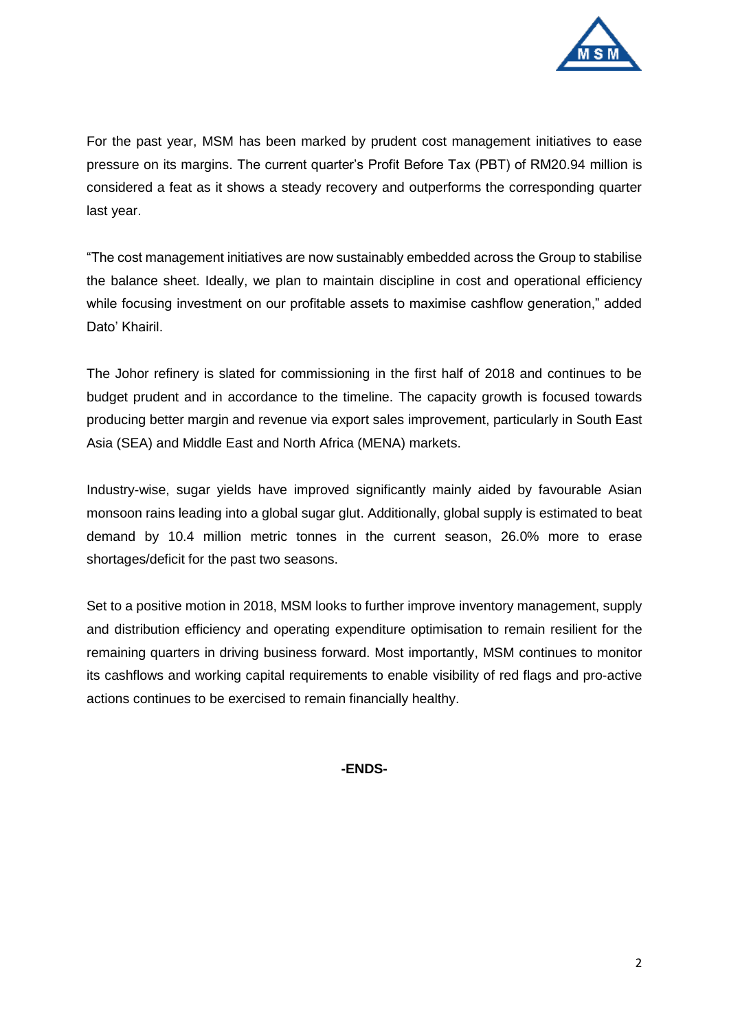For the past year, MSM has been marked by prudent cost management initiatives to ease pressure on its margins. The current quarter's Profit Before Tax (PBT) of RM20.94 million is considered a feat as it shows a steady recovery and outperforms the corresponding quarter last year.

"The cost management initiatives are now sustainably embedded across the Group to stabilise the balance sheet. Ideally, we plan to maintain discipline in cost and operational efficiency while focusing investment on our profitable assets to maximise cashflow generation," added Dato' Khairil.

The Johor refinery is slated for commissioning in the first half of 2018 and continues to be budget prudent and in accordance to the timeline. The capacity growth is focused towards producing better margin and revenue via export sales improvement, particularly in South East Asia (SEA) and Middle East and North Africa (MENA) markets.

Industry-wise, sugar yields have improved significantly mainly aided by favourable Asian monsoon rains leading into a global sugar glut. Additionally, global supply is estimated to beat demand by 10.4 million metric tonnes in the current season, 26.0% more to erase shortages/deficit for the past two seasons.

Set to a positive motion in 2018, MSM looks to further improve inventory management, supply and distribution efficiency and operating expenditure optimisation to remain resilient for the remaining quarters in driving business forward. Most importantly, MSM continues to monitor its cashflows and working capital requirements to enable visibility of red flags and pro-active actions continues to be exercised to remain financially healthy.

**-ENDS-**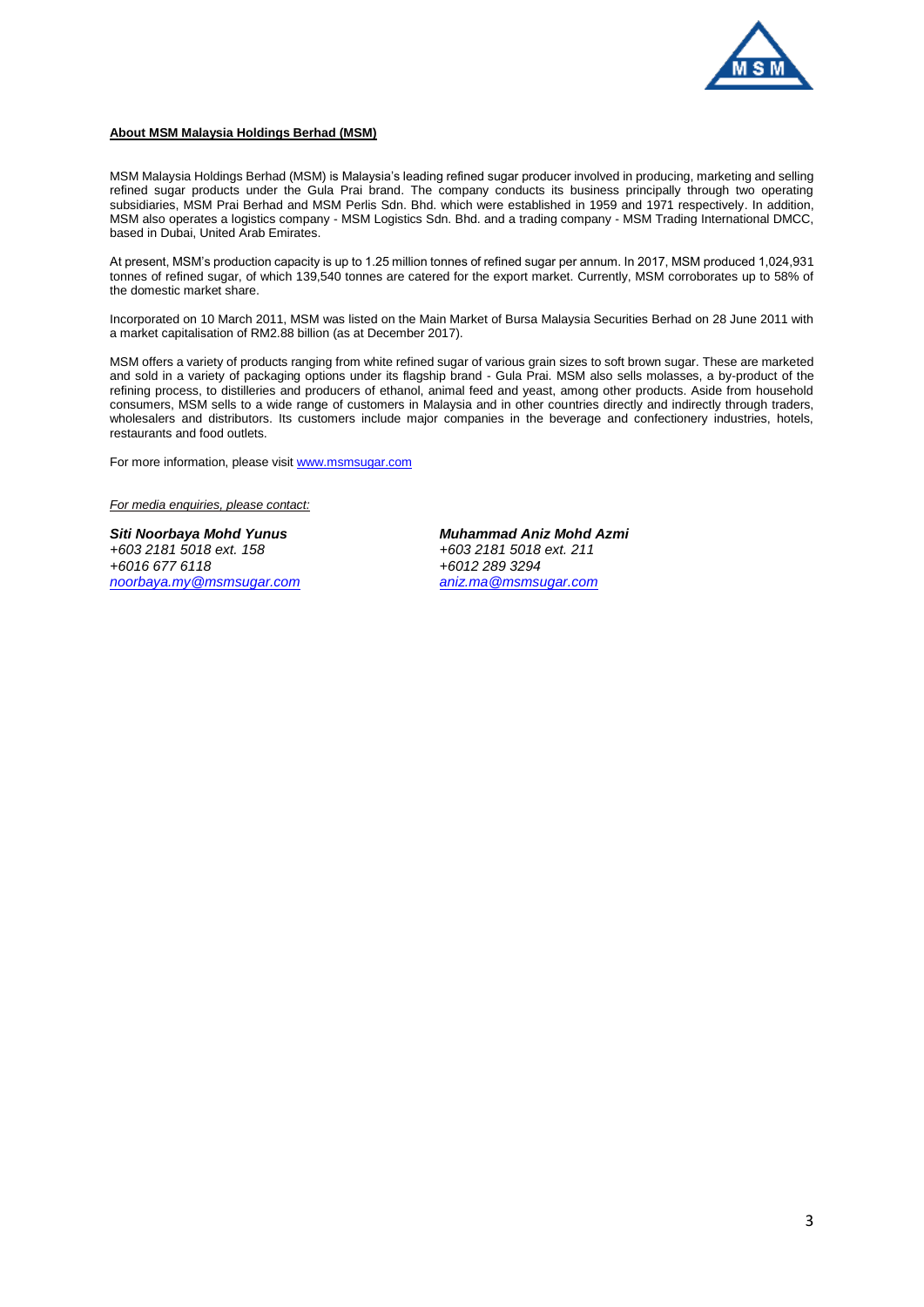**About MSM Malaysia Holdings Berhad (MSM)**

MSM Malaysia Holdings Berhad (MSM) is Malaysia's leading refined sugar producer involved in producing, marketing and selling refined sugar products under the Gula Prai brand. The company conducts its business principally through two operating subsidiaries, MSM Prai Berhad and MSM Perlis Sdn. Bhd. which were established in 1959 and 1971 respectively. In addition, MSM also operates a logistics company - MSM Logistics Sdn. Bhd. and a trading company - MSM Trading International DMCC, based in Dubai, United Arab Emirates.

At present, MSM's production capacity is up to 1.25 million tonnes of refined sugar per annum. In 2017, MSM produced 1,024,931 tonnes of refined sugar, of which 139,540 tonnes are catered for the export market. Currently, MSM corroborates up to 58% of the domestic market share.

Incorporated on 10 March 2011, MSM was listed on the Main Market of Bursa Malaysia Securities Berhad on 28 June 2011 with a market capitalisation of RM2.88 billion (as at December 2017).

MSM offers a variety of products ranging from white refined sugar of various grain sizes to soft brown sugar. These are marketed and sold in a variety of packaging options under its flagship brand - Gula Prai. MSM also sells molasses, a by-product of the refining process, to distilleries and producers of ethanol, animal feed and yeast, among other products. Aside from household consumers, MSM sells to a wide range of customers in Malaysia and in other countries directly and indirectly through traders, wholesalers and distributors. Its customers include major companies in the beverage and confectionery industries, hotels, restaurants and food outlets.

For more information, please visit www.msmsugar.com

*For media enquiries, please contact:*

***Siti Noorbaya Mohd Yunus***
*+603 2181 5018 ext. 158*
*+6016 677 6118*
*noorbaya.my@msmsugar.com*

***Muhammad Aniz Mohd Azmi***
*+603 2181 5018 ext. 211*
*+6012 289 3294*
*aniz.ma@msmsugar.com*